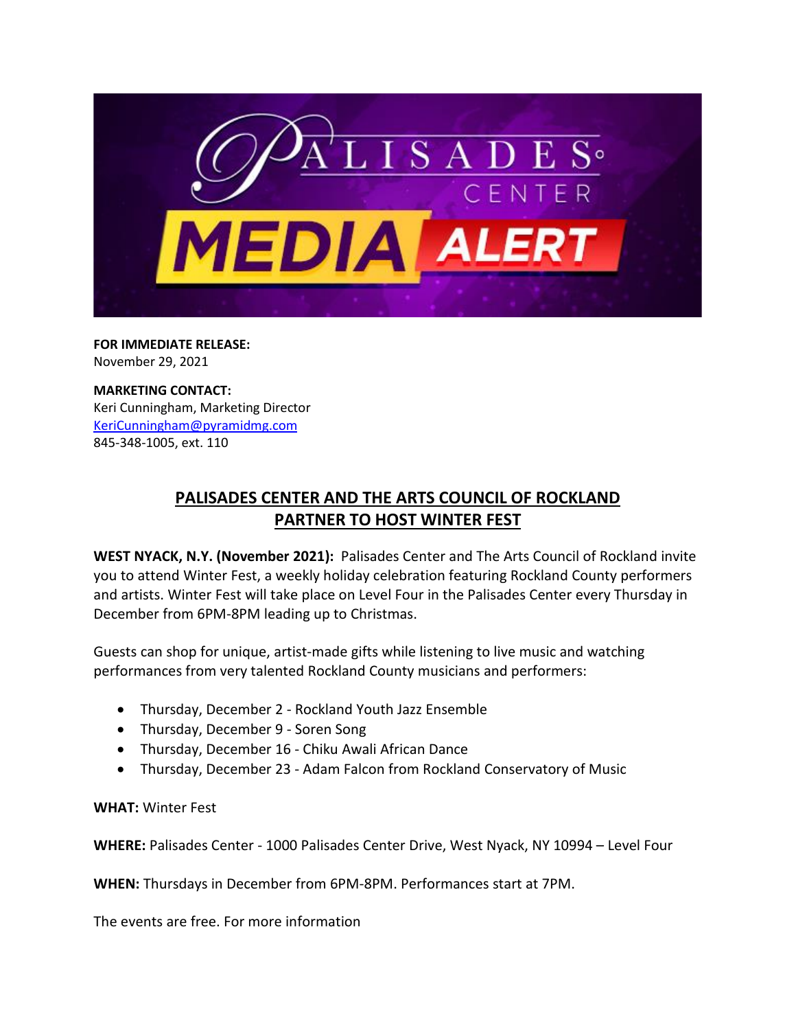**FOR IMMEDIATE RELEASE:**
November 29, 2021

**MARKETING CONTACT:**
Keri Cunningham, Marketing Director
KeriCunningham@pyramidmg.com
845-348-1005, ext. 110

# PALISADES CENTER AND THE ARTS COUNCIL OF ROCKLAND PARTNER TO HOST WINTER FEST

**WEST NYACK, N.Y. (November 2021):** Palisades Center and The Arts Council of Rockland invite you to attend Winter Fest, a weekly holiday celebration featuring Rockland County performers and artists. Winter Fest will take place on Level Four in the Palisades Center every Thursday in December from 6PM-8PM leading up to Christmas.

Guests can shop for unique, artist-made gifts while listening to live music and watching performances from very talented Rockland County musicians and performers:

- Thursday, December 2 - Rockland Youth Jazz Ensemble
- Thursday, December 9 - Soren Song
- Thursday, December 16 - Chiku Awali African Dance
- Thursday, December 23 - Adam Falcon from Rockland Conservatory of Music

**WHAT:** Winter Fest

**WHERE:** Palisades Center - 1000 Palisades Center Drive, West Nyack, NY 10994 – Level Four

**WHEN:** Thursdays in December from 6PM-8PM. Performances start at 7PM.

The events are free. For more information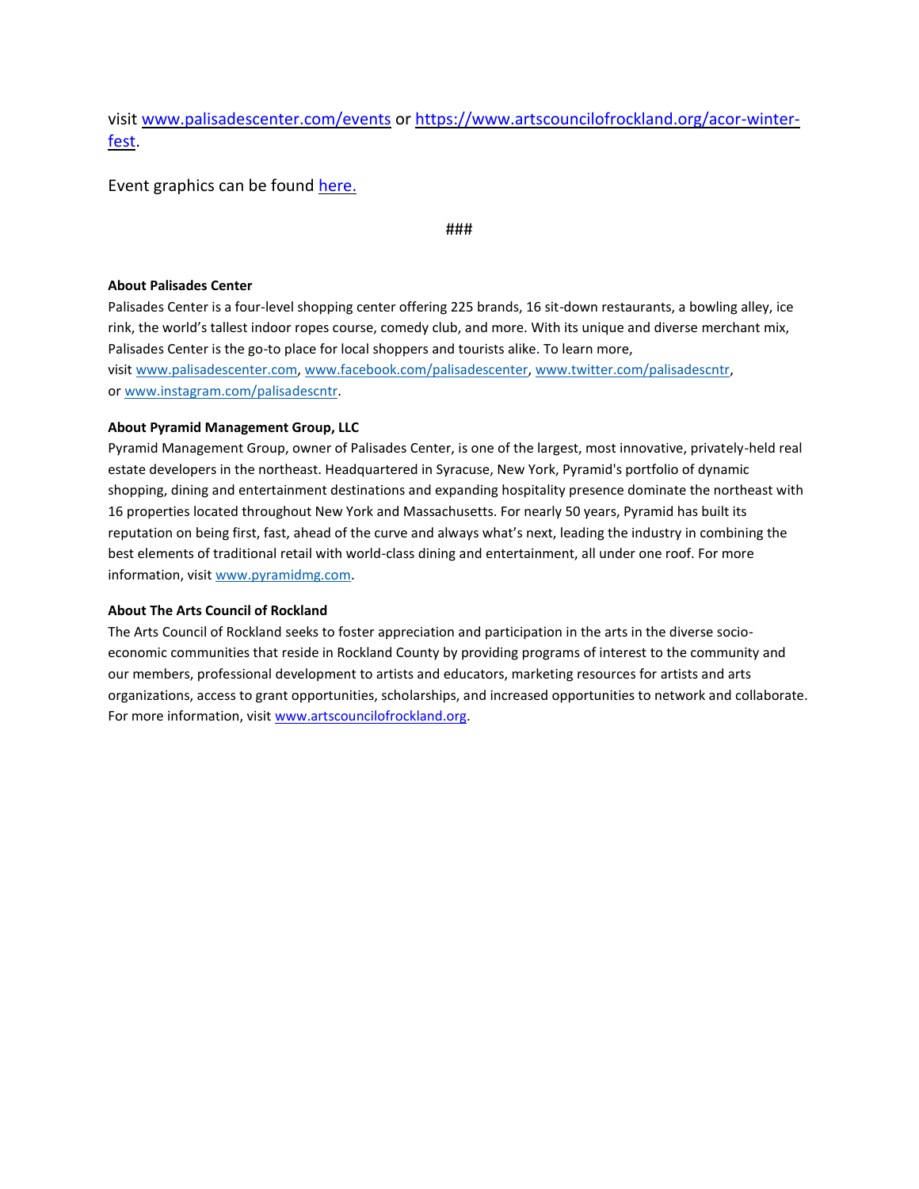visit www.palisadescenter.com/events or https://www.artscouncilofrockland.org/acor-winter-fest.

Event graphics can be found here.

###

**About Palisades Center**

Palisades Center is a four-level shopping center offering 225 brands, 16 sit-down restaurants, a bowling alley, ice rink, the world's tallest indoor ropes course, comedy club, and more. With its unique and diverse merchant mix, Palisades Center is the go-to place for local shoppers and tourists alike. To learn more, visit www.palisadescenter.com, www.facebook.com/palisadescenter, www.twitter.com/palisadescntr, or www.instagram.com/palisadescntr.

**About Pyramid Management Group, LLC**

Pyramid Management Group, owner of Palisades Center, is one of the largest, most innovative, privately-held real estate developers in the northeast. Headquartered in Syracuse, New York, Pyramid's portfolio of dynamic shopping, dining and entertainment destinations and expanding hospitality presence dominate the northeast with 16 properties located throughout New York and Massachusetts. For nearly 50 years, Pyramid has built its reputation on being first, fast, ahead of the curve and always what's next, leading the industry in combining the best elements of traditional retail with world-class dining and entertainment, all under one roof. For more information, visit www.pyramidmg.com.

**About The Arts Council of Rockland**

The Arts Council of Rockland seeks to foster appreciation and participation in the arts in the diverse socio-economic communities that reside in Rockland County by providing programs of interest to the community and our members, professional development to artists and educators, marketing resources for artists and arts organizations, access to grant opportunities, scholarships, and increased opportunities to network and collaborate. For more information, visit www.artscouncilofrockland.org.